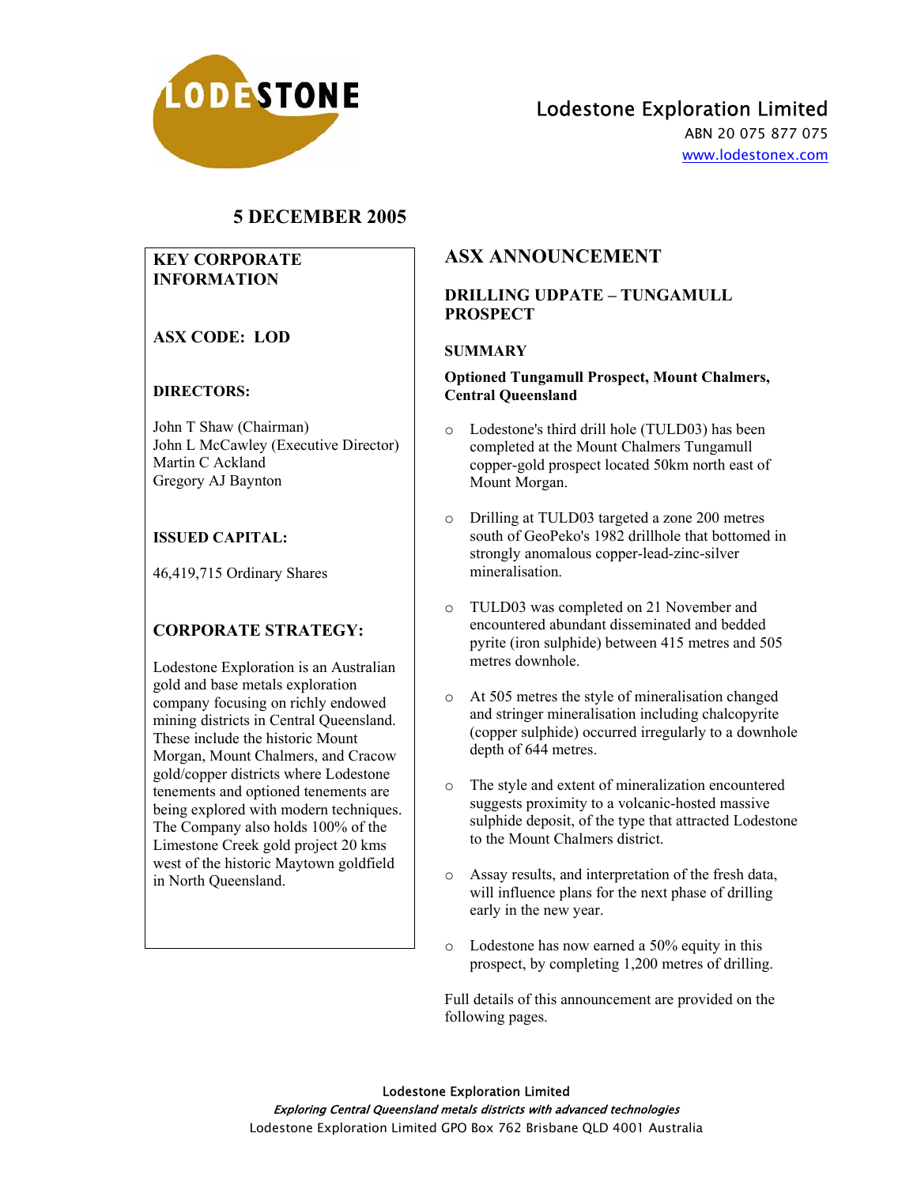# Lodestone Exploration Limited

ABN 20 075 877 075
www.lodestonex.com

## 5 DECEMBER 2005

### KEY CORPORATE INFORMATION

**ASX CODE: LOD**

**DIRECTORS:**

John T Shaw (Chairman)
John L McCawley (Executive Director)
Martin C Ackland
Gregory AJ Baynton

**ISSUED CAPITAL:**

46,419,715 Ordinary Shares

**CORPORATE STRATEGY:**

Lodestone Exploration is an Australian gold and base metals exploration company focusing on richly endowed mining districts in Central Queensland. These include the historic Mount Morgan, Mount Chalmers, and Cracow gold/copper districts where Lodestone tenements and optioned tenements are being explored with modern techniques. The Company also holds 100% of the Limestone Creek gold project 20 kms west of the historic Maytown goldfield in North Queensland.

## ASX ANNOUNCEMENT

### DRILLING UDPATE – TUNGAMULL PROSPECT

**SUMMARY**

**Optioned Tungamull Prospect, Mount Chalmers, Central Queensland**

- Lodestone's third drill hole (TULD03) has been completed at the Mount Chalmers Tungamull copper-gold prospect located 50km north east of Mount Morgan.
- Drilling at TULD03 targeted a zone 200 metres south of GeoPeko's 1982 drillhole that bottomed in strongly anomalous copper-lead-zinc-silver mineralisation.
- TULD03 was completed on 21 November and encountered abundant disseminated and bedded pyrite (iron sulphide) between 415 metres and 505 metres downhole.
- At 505 metres the style of mineralisation changed and stringer mineralisation including chalcopyrite (copper sulphide) occurred irregularly to a downhole depth of 644 metres.
- The style and extent of mineralization encountered suggests proximity to a volcanic-hosted massive sulphide deposit, of the type that attracted Lodestone to the Mount Chalmers district.
- Assay results, and interpretation of the fresh data, will influence plans for the next phase of drilling early in the new year.
- Lodestone has now earned a 50% equity in this prospect, by completing 1,200 metres of drilling.

Full details of this announcement are provided on the following pages.

Lodestone Exploration Limited
*Exploring Central Queensland metals districts with advanced technologies*
Lodestone Exploration Limited GPO Box 762 Brisbane QLD 4001 Australia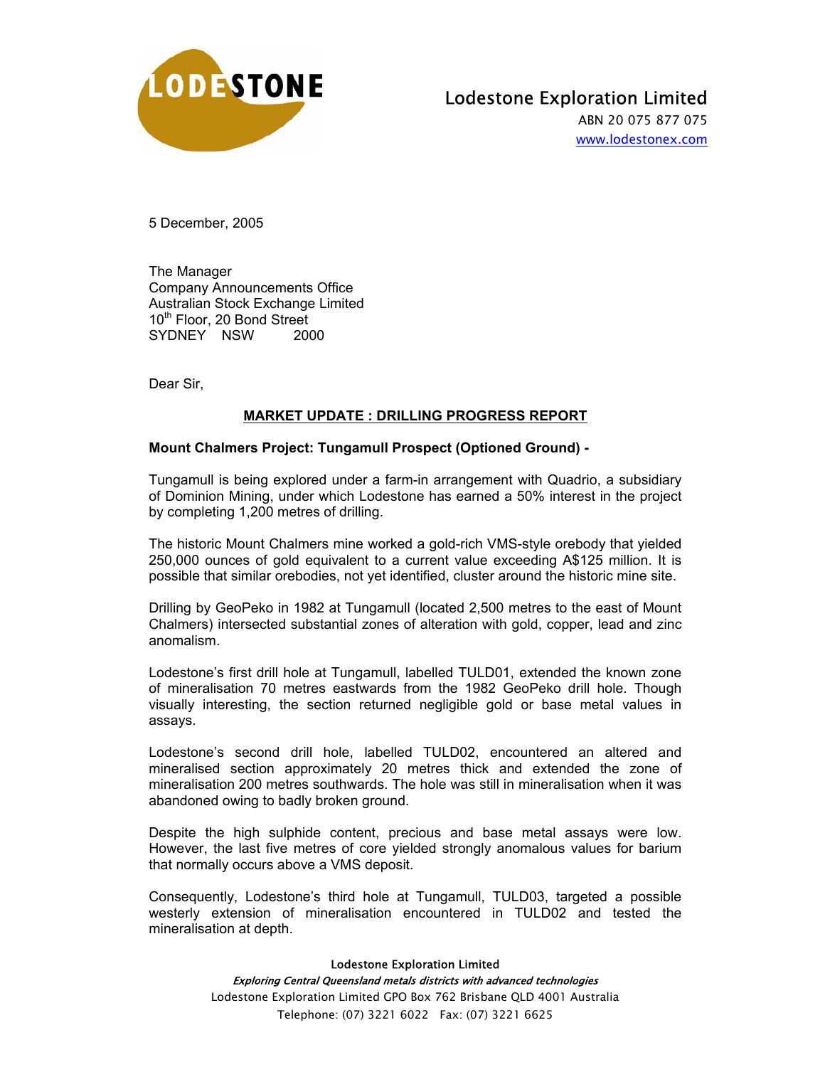Lodestone Exploration Limited

ABN 20 075 877 075

www.lodestonex.com

5 December, 2005

The Manager
Company Announcements Office
Australian Stock Exchange Limited
10th Floor, 20 Bond Street
SYDNEY NSW 2000

Dear Sir,

## MARKET UPDATE : DRILLING PROGRESS REPORT

### Mount Chalmers Project: Tungamull Prospect (Optioned Ground) -

Tungamull is being explored under a farm-in arrangement with Quadrio, a subsidiary of Dominion Mining, under which Lodestone has earned a 50% interest in the project by completing 1,200 metres of drilling.

The historic Mount Chalmers mine worked a gold-rich VMS-style orebody that yielded 250,000 ounces of gold equivalent to a current value exceeding A$125 million. It is possible that similar orebodies, not yet identified, cluster around the historic mine site.

Drilling by GeoPeko in 1982 at Tungamull (located 2,500 metres to the east of Mount Chalmers) intersected substantial zones of alteration with gold, copper, lead and zinc anomalism.

Lodestone's first drill hole at Tungamull, labelled TULD01, extended the known zone of mineralisation 70 metres eastwards from the 1982 GeoPeko drill hole. Though visually interesting, the section returned negligible gold or base metal values in assays.

Lodestone's second drill hole, labelled TULD02, encountered an altered and mineralised section approximately 20 metres thick and extended the zone of mineralisation 200 metres southwards. The hole was still in mineralisation when it was abandoned owing to badly broken ground.

Despite the high sulphide content, precious and base metal assays were low. However, the last five metres of core yielded strongly anomalous values for barium that normally occurs above a VMS deposit.

Consequently, Lodestone's third hole at Tungamull, TULD03, targeted a possible westerly extension of mineralisation encountered in TULD02 and tested the mineralisation at depth.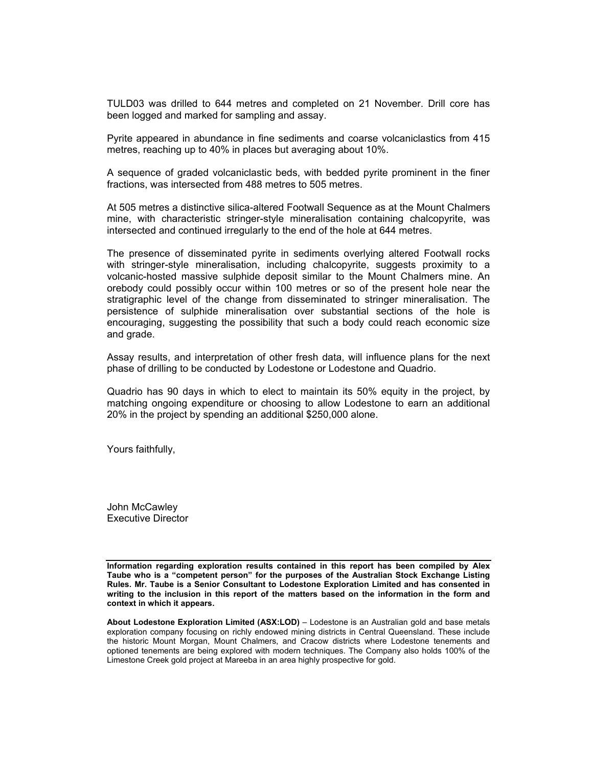TULD03 was drilled to 644 metres and completed on 21 November. Drill core has been logged and marked for sampling and assay.

Pyrite appeared in abundance in fine sediments and coarse volcaniclastics from 415 metres, reaching up to 40% in places but averaging about 10%.

A sequence of graded volcaniclastic beds, with bedded pyrite prominent in the finer fractions, was intersected from 488 metres to 505 metres.

At 505 metres a distinctive silica-altered Footwall Sequence as at the Mount Chalmers mine, with characteristic stringer-style mineralisation containing chalcopyrite, was intersected and continued irregularly to the end of the hole at 644 metres.

The presence of disseminated pyrite in sediments overlying altered Footwall rocks with stringer-style mineralisation, including chalcopyrite, suggests proximity to a volcanic-hosted massive sulphide deposit similar to the Mount Chalmers mine. An orebody could possibly occur within 100 metres or so of the present hole near the stratigraphic level of the change from disseminated to stringer mineralisation. The persistence of sulphide mineralisation over substantial sections of the hole is encouraging, suggesting the possibility that such a body could reach economic size and grade.

Assay results, and interpretation of other fresh data, will influence plans for the next phase of drilling to be conducted by Lodestone or Lodestone and Quadrio.

Quadrio has 90 days in which to elect to maintain its 50% equity in the project, by matching ongoing expenditure or choosing to allow Lodestone to earn an additional 20% in the project by spending an additional $250,000 alone.

Yours faithfully,

John McCawley
Executive Director

---

**Information regarding exploration results contained in this report has been compiled by Alex Taube who is a "competent person" for the purposes of the Australian Stock Exchange Listing Rules. Mr. Taube is a Senior Consultant to Lodestone Exploration Limited and has consented in writing to the inclusion in this report of the matters based on the information in the form and context in which it appears.**

**About Lodestone Exploration Limited (ASX:LOD)** – Lodestone is an Australian gold and base metals exploration company focusing on richly endowed mining districts in Central Queensland. These include the historic Mount Morgan, Mount Chalmers, and Cracow districts where Lodestone tenements and optioned tenements are being explored with modern techniques. The Company also holds 100% of the Limestone Creek gold project at Mareeba in an area highly prospective for gold.